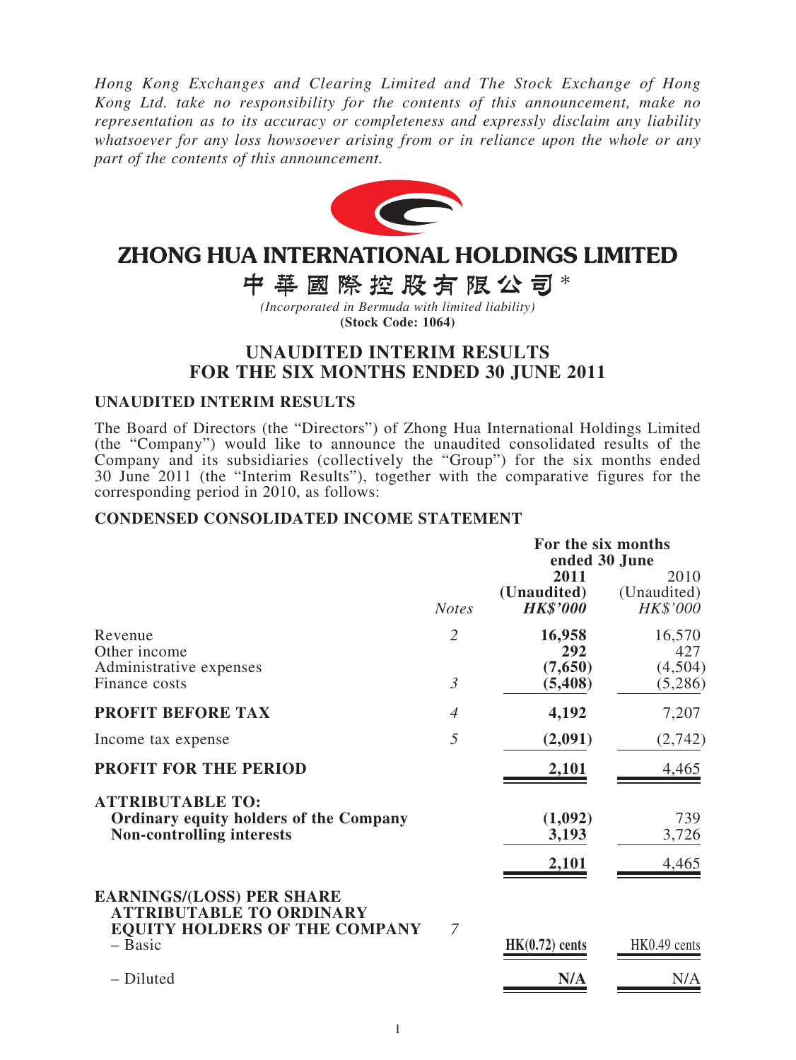*Hong Kong Exchanges and Clearing Limited and The Stock Exchange of Hong Kong Ltd. take no responsibility for the contents of this announcement, make no representation as to its accuracy or completeness and expressly disclaim any liability whatsoever for any loss howsoever arising from or in reliance upon the whole or any part of the contents of this announcement.*

# ZHONG HUA INTERNATIONAL HOLDINGS LIMITED

# 中華國際控股有限公司*

*(Incorporated in Bermuda with limited liability)*

**(Stock Code: 1064)**

## UNAUDITED INTERIM RESULTS FOR THE SIX MONTHS ENDED 30 JUNE 2011

### UNAUDITED INTERIM RESULTS

The Board of Directors (the "Directors") of Zhong Hua International Holdings Limited (the "Company") would like to announce the unaudited consolidated results of the Company and its subsidiaries (collectively the "Group") for the six months ended 30 June 2011 (the "Interim Results"), together with the comparative figures for the corresponding period in 2010, as follows:

### CONDENSED CONSOLIDATED INCOME STATEMENT

| | | **For the six months ended 30 June** | |
|---|---|---|---|
| | *Notes* | **2011 (Unaudited) *HK$'000*** | 2010 (Unaudited) *HK$'000* |
| Revenue | *2* | **16,958** | 16,570 |
| Other income | | **292** | 427 |
| Administrative expenses | | **(7,650)** | (4,504) |
| Finance costs | *3* | **(5,408)** | (5,286) |
| **PROFIT BEFORE TAX** | *4* | **4,192** | 7,207 |
| Income tax expense | *5* | **(2,091)** | (2,742) |
| **PROFIT FOR THE PERIOD** | | **2,101** | 4,465 |
| **ATTRIBUTABLE TO:** | | | |
| **Ordinary equity holders of the Company** | | **(1,092)** | 739 |
| **Non-controlling interests** | | **3,193** | 3,726 |
| | | **2,101** | 4,465 |
| **EARNINGS/(LOSS) PER SHARE ATTRIBUTABLE TO ORDINARY EQUITY HOLDERS OF THE COMPANY** | *7* | | |
| – Basic | | **HK(0.72) cents** | HK0.49 cents |
| – Diluted | | **N/A** | N/A |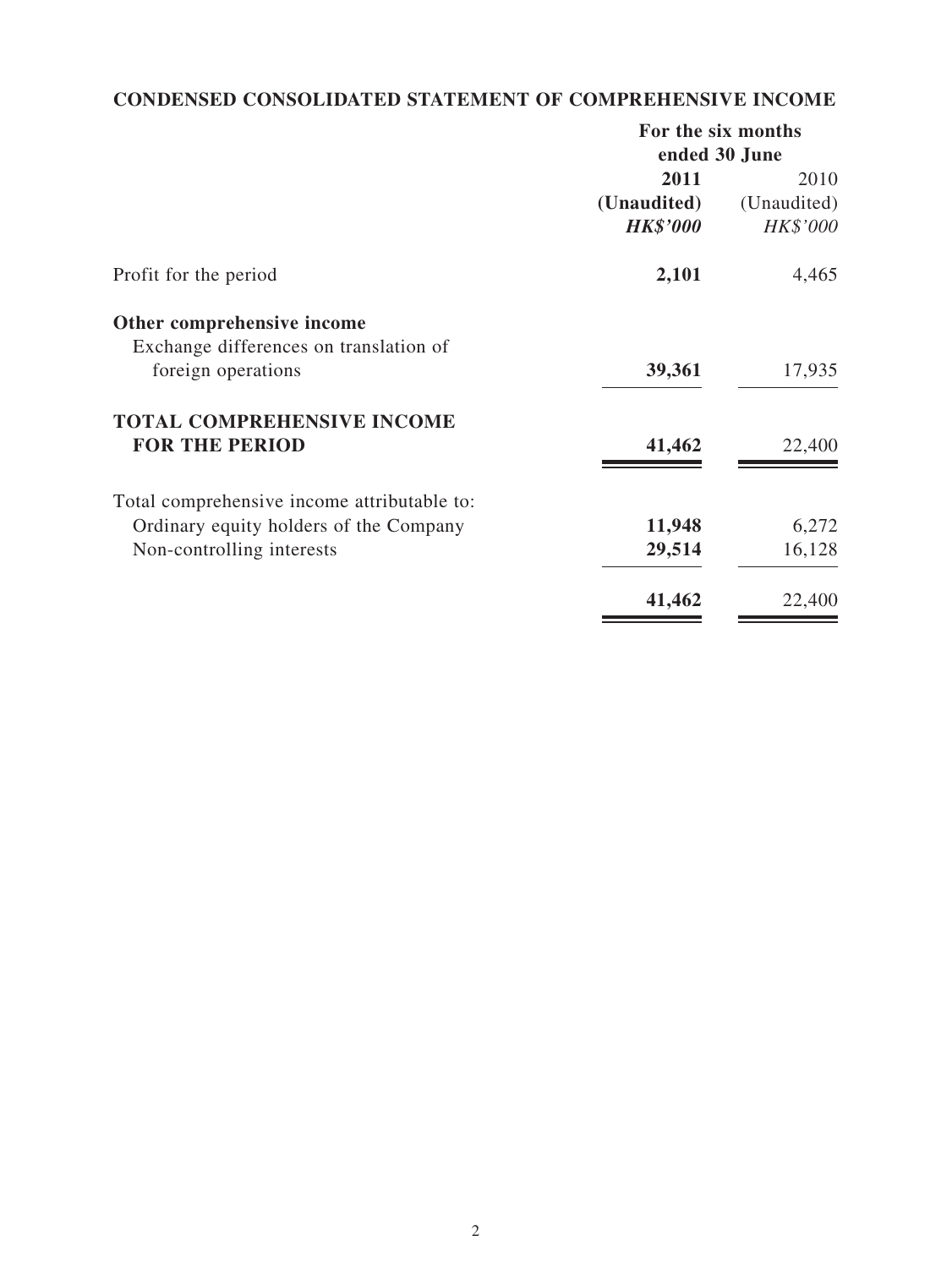## CONDENSED CONSOLIDATED STATEMENT OF COMPREHENSIVE INCOME

| | For the six months ended 30 June | |
|---|---|---|
| | **2011** | 2010 |
| | **(Unaudited)** | (Unaudited) |
| | ***HK$'000*** | *HK$'000* |
| Profit for the period | **2,101** | 4,465 |
| **Other comprehensive income** | | |
| Exchange differences on translation of foreign operations | **39,361** | 17,935 |
| **TOTAL COMPREHENSIVE INCOME FOR THE PERIOD** | **41,462** | 22,400 |
| Total comprehensive income attributable to: | | |
| Ordinary equity holders of the Company | **11,948** | 6,272 |
| Non-controlling interests | **29,514** | 16,128 |
| | **41,462** | 22,400 |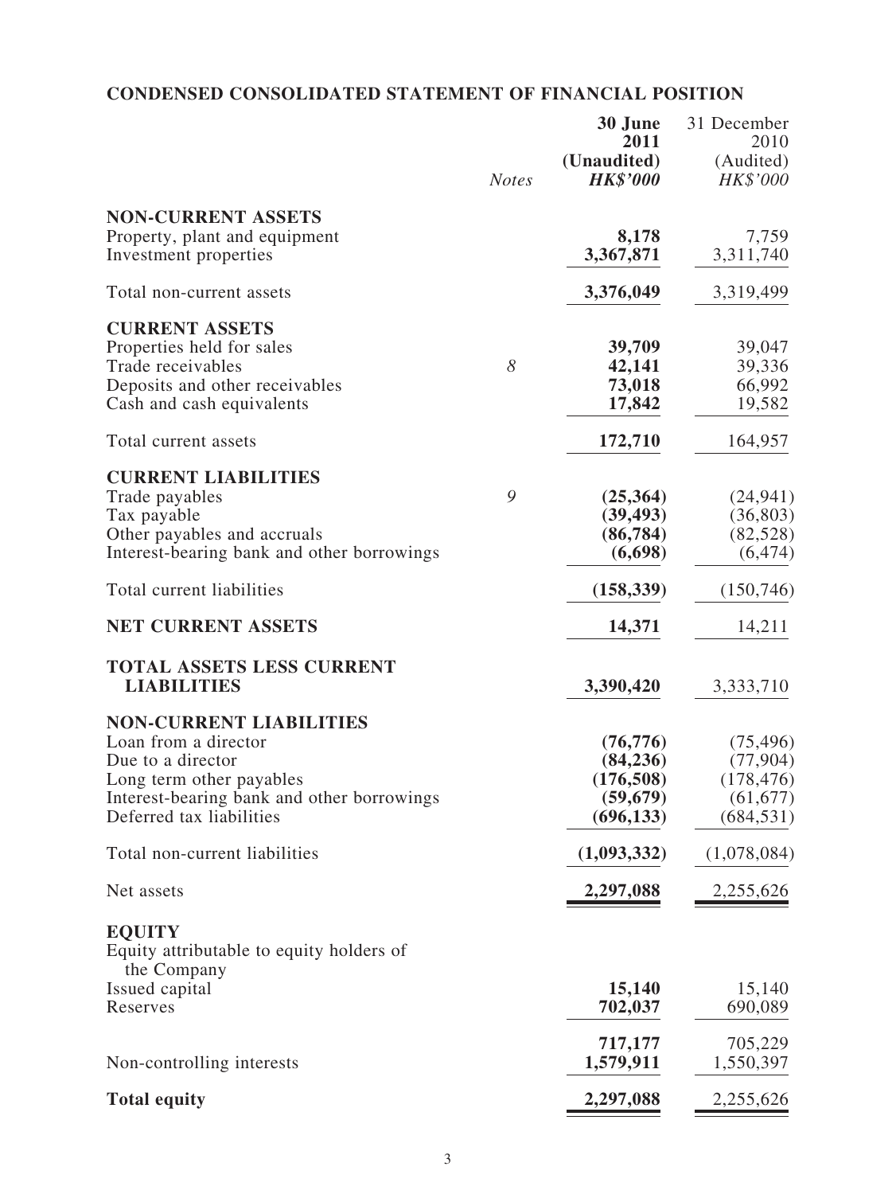## CONDENSED CONSOLIDATED STATEMENT OF FINANCIAL POSITION

| | *Notes* | **30 June 2011 (Unaudited) *HK$'000*** | 31 December 2010 (Audited) *HK$'000* |
|---|---|---|---|
| **NON-CURRENT ASSETS** | | | |
| Property, plant and equipment | | **8,178** | 7,759 |
| Investment properties | | **3,367,871** | 3,311,740 |
| Total non-current assets | | **3,376,049** | 3,319,499 |
| **CURRENT ASSETS** | | | |
| Properties held for sales | | **39,709** | 39,047 |
| Trade receivables | *8* | **42,141** | 39,336 |
| Deposits and other receivables | | **73,018** | 66,992 |
| Cash and cash equivalents | | **17,842** | 19,582 |
| Total current assets | | **172,710** | 164,957 |
| **CURRENT LIABILITIES** | | | |
| Trade payables | *9* | **(25,364)** | (24,941) |
| Tax payable | | **(39,493)** | (36,803) |
| Other payables and accruals | | **(86,784)** | (82,528) |
| Interest-bearing bank and other borrowings | | **(6,698)** | (6,474) |
| Total current liabilities | | **(158,339)** | (150,746) |
| **NET CURRENT ASSETS** | | **14,371** | 14,211 |
| **TOTAL ASSETS LESS CURRENT LIABILITIES** | | **3,390,420** | 3,333,710 |
| **NON-CURRENT LIABILITIES** | | | |
| Loan from a director | | **(76,776)** | (75,496) |
| Due to a director | | **(84,236)** | (77,904) |
| Long term other payables | | **(176,508)** | (178,476) |
| Interest-bearing bank and other borrowings | | **(59,679)** | (61,677) |
| Deferred tax liabilities | | **(696,133)** | (684,531) |
| Total non-current liabilities | | **(1,093,332)** | (1,078,084) |
| Net assets | | **2,297,088** | 2,255,626 |
| **EQUITY** | | | |
| Equity attributable to equity holders of the Company | | | |
| Issued capital | | **15,140** | 15,140 |
| Reserves | | **702,037** | 690,089 |
| | | **717,177** | 705,229 |
| Non-controlling interests | | **1,579,911** | 1,550,397 |
| **Total equity** | | **2,297,088** | 2,255,626 |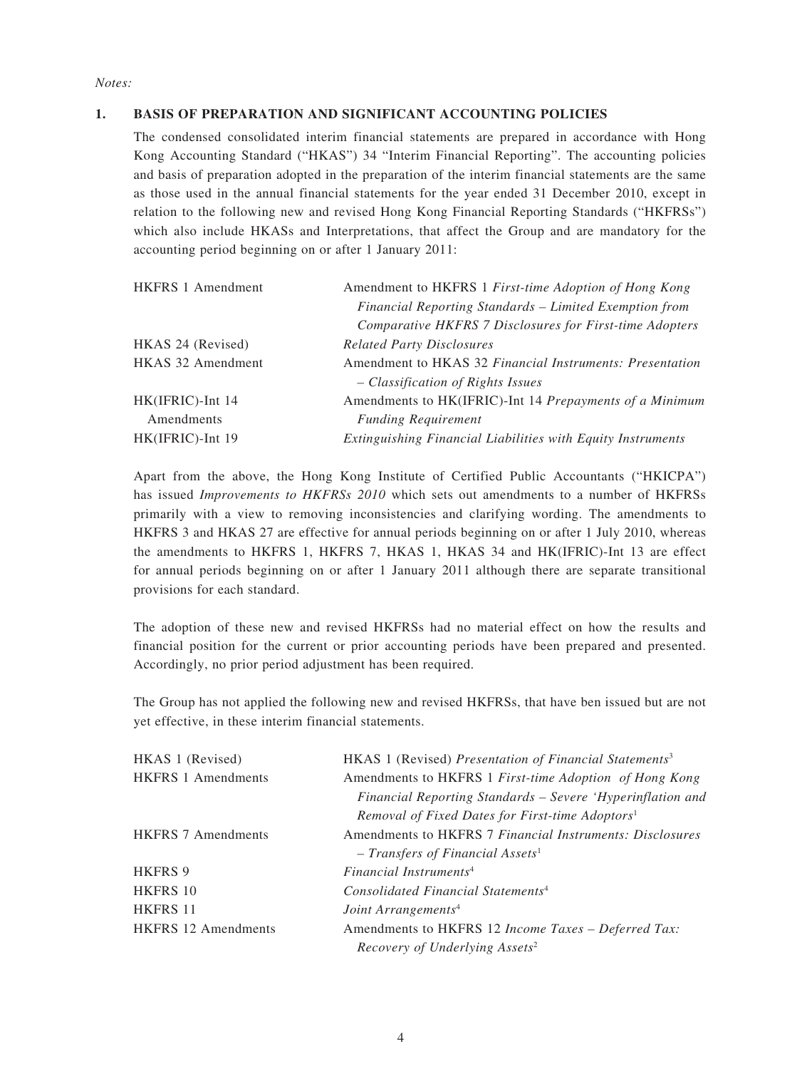*Notes:*

## 1. BASIS OF PREPARATION AND SIGNIFICANT ACCOUNTING POLICIES

The condensed consolidated interim financial statements are prepared in accordance with Hong Kong Accounting Standard ("HKAS") 34 "Interim Financial Reporting". The accounting policies and basis of preparation adopted in the preparation of the interim financial statements are the same as those used in the annual financial statements for the year ended 31 December 2010, except in relation to the following new and revised Hong Kong Financial Reporting Standards ("HKFRSs") which also include HKASs and Interpretations, that affect the Group and are mandatory for the accounting period beginning on or after 1 January 2011:

| | |
|---|---|
| HKFRS 1 Amendment | Amendment to HKFRS 1 *First-time Adoption of Hong Kong Financial Reporting Standards – Limited Exemption from Comparative HKFRS 7 Disclosures for First-time Adopters* |
| HKAS 24 (Revised) | *Related Party Disclosures* |
| HKAS 32 Amendment | Amendment to HKAS 32 *Financial Instruments: Presentation – Classification of Rights Issues* |
| HK(IFRIC)-Int 14 Amendments | Amendments to HK(IFRIC)-Int 14 *Prepayments of a Minimum Funding Requirement* |
| HK(IFRIC)-Int 19 | *Extinguishing Financial Liabilities with Equity Instruments* |

Apart from the above, the Hong Kong Institute of Certified Public Accountants ("HKICPA") has issued *Improvements to HKFRSs 2010* which sets out amendments to a number of HKFRSs primarily with a view to removing inconsistencies and clarifying wording. The amendments to HKFRS 3 and HKAS 27 are effective for annual periods beginning on or after 1 July 2010, whereas the amendments to HKFRS 1, HKFRS 7, HKAS 1, HKAS 34 and HK(IFRIC)-Int 13 are effect for annual periods beginning on or after 1 January 2011 although there are separate transitional provisions for each standard.

The adoption of these new and revised HKFRSs had no material effect on how the results and financial position for the current or prior accounting periods have been prepared and presented. Accordingly, no prior period adjustment has been required.

The Group has not applied the following new and revised HKFRSs, that have ben issued but are not yet effective, in these interim financial statements.

| | |
|---|---|
| HKAS 1 (Revised) | HKAS 1 (Revised) *Presentation of Financial Statements*[3] |
| HKFRS 1 Amendments | Amendments to HKFRS 1 *First-time Adoption of Hong Kong Financial Reporting Standards – Severe 'Hyperinflation and Removal of Fixed Dates for First-time Adoptors*[1] |
| HKFRS 7 Amendments | Amendments to HKFRS 7 *Financial Instruments: Disclosures – Transfers of Financial Assets*[1] |
| HKFRS 9 | *Financial Instruments*[4] |
| HKFRS 10 | *Consolidated Financial Statements*[4] |
| HKFRS 11 | *Joint Arrangements*[4] |
| HKFRS 12 Amendments | Amendments to HKFRS 12 *Income Taxes – Deferred Tax: Recovery of Underlying Assets*[2] |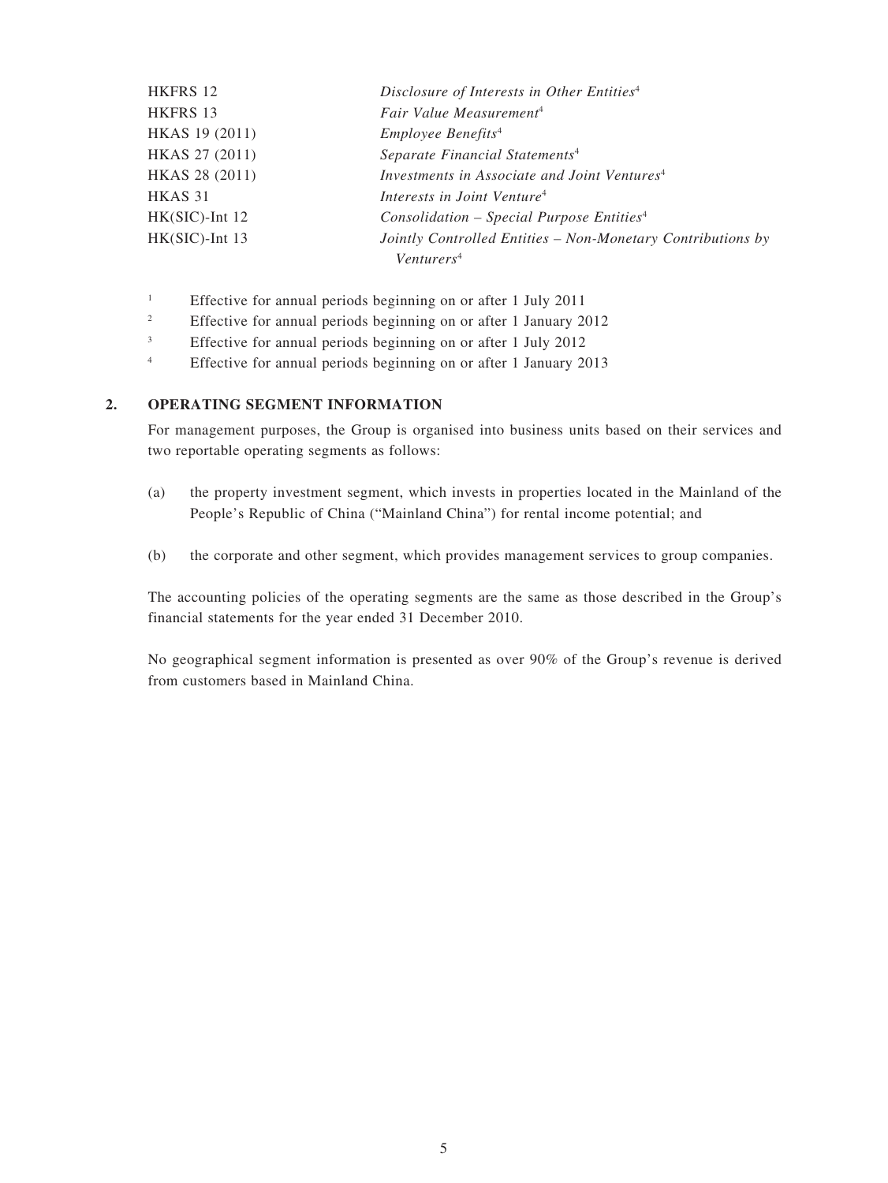| | |
|---|---|
| HKFRS 12 | *Disclosure of Interests in Other Entities*[4] |
| HKFRS 13 | *Fair Value Measurement*[4] |
| HKAS 19 (2011) | *Employee Benefits*[4] |
| HKAS 27 (2011) | *Separate Financial Statements*[4] |
| HKAS 28 (2011) | *Investments in Associate and Joint Ventures*[4] |
| HKAS 31 | *Interests in Joint Venture*[4] |
| HK(SIC)-Int 12 | *Consolidation – Special Purpose Entities*[4] |
| HK(SIC)-Int 13 | *Jointly Controlled Entities – Non-Monetary Contributions by Venturers*[4] |

[1] Effective for annual periods beginning on or after 1 July 2011

[2] Effective for annual periods beginning on or after 1 January 2012

[3] Effective for annual periods beginning on or after 1 July 2012

[4] Effective for annual periods beginning on or after 1 January 2013

## 2. OPERATING SEGMENT INFORMATION

For management purposes, the Group is organised into business units based on their services and two reportable operating segments as follows:

(a) the property investment segment, which invests in properties located in the Mainland of the People's Republic of China ("Mainland China") for rental income potential; and

(b) the corporate and other segment, which provides management services to group companies.

The accounting policies of the operating segments are the same as those described in the Group's financial statements for the year ended 31 December 2010.

No geographical segment information is presented as over 90% of the Group's revenue is derived from customers based in Mainland China.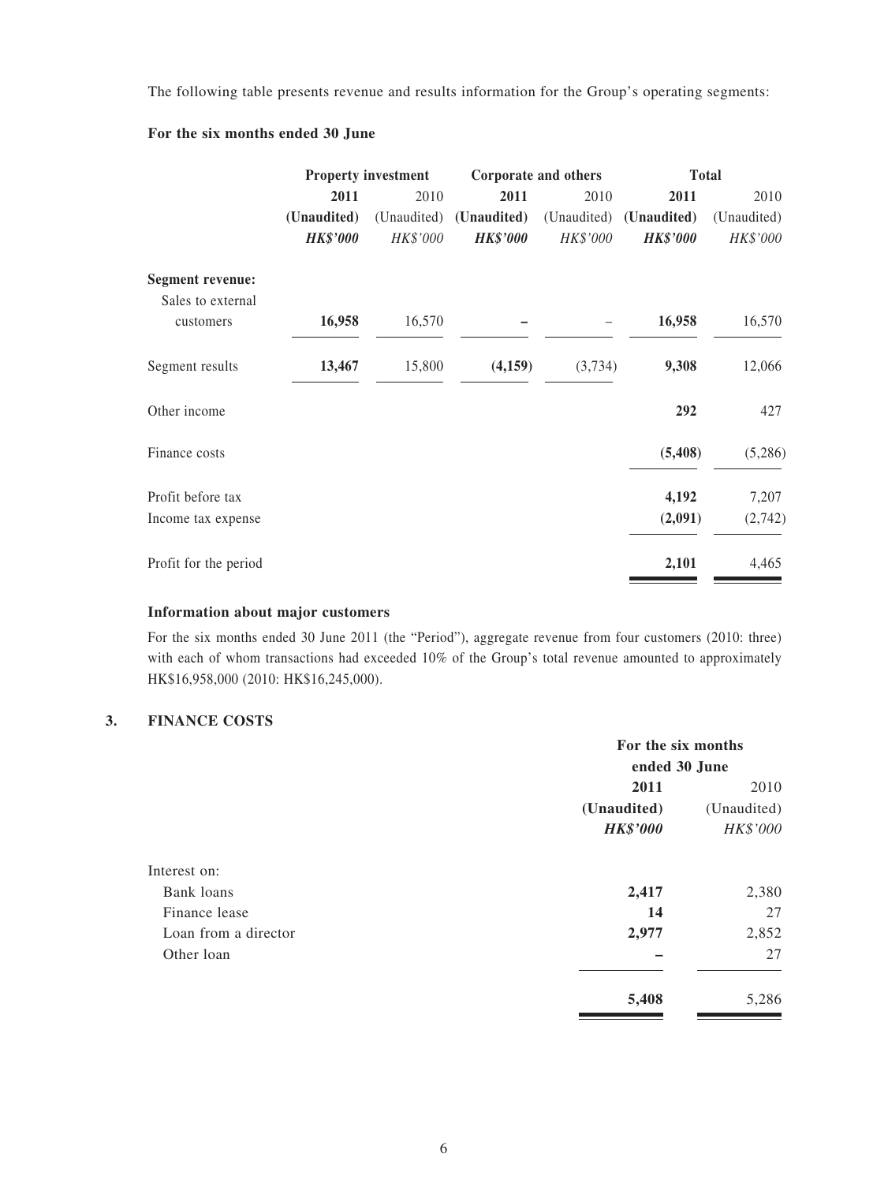The following table presents revenue and results information for the Group's operating segments:

**For the six months ended 30 June**

| | Property investment | | Corporate and others | | Total | |
|---|---|---|---|---|---|---|
| | **2011** | 2010 | **2011** | 2010 | **2011** | 2010 |
| | **(Unaudited)** | (Unaudited) | **(Unaudited)** | (Unaudited) | **(Unaudited)** | (Unaudited) |
| | ***HK$'000*** | *HK$'000* | ***HK$'000*** | *HK$'000* | ***HK$'000*** | *HK$'000* |
| **Segment revenue:** | | | | | | |
| Sales to external customers | **16,958** | 16,570 | **–** | – | **16,958** | 16,570 |
| Segment results | **13,467** | 15,800 | **(4,159)** | (3,734) | **9,308** | 12,066 |
| Other income | | | | | **292** | 427 |
| Finance costs | | | | | **(5,408)** | (5,286) |
| Profit before tax | | | | | **4,192** | 7,207 |
| Income tax expense | | | | | **(2,091)** | (2,742) |
| Profit for the period | | | | | **2,101** | 4,465 |

**Information about major customers**

For the six months ended 30 June 2011 (the "Period"), aggregate revenue from four customers (2010: three) with each of whom transactions had exceeded 10% of the Group's total revenue amounted to approximately HK$16,958,000 (2010: HK$16,245,000).

## 3. FINANCE COSTS

| | For the six months ended 30 June | |
|---|---|---|
| | **2011** | 2010 |
| | **(Unaudited)** | (Unaudited) |
| | ***HK$'000*** | *HK$'000* |
| Interest on: | | |
| Bank loans | **2,417** | 2,380 |
| Finance lease | **14** | 27 |
| Loan from a director | **2,977** | 2,852 |
| Other loan | **–** | 27 |
| | **5,408** | 5,286 |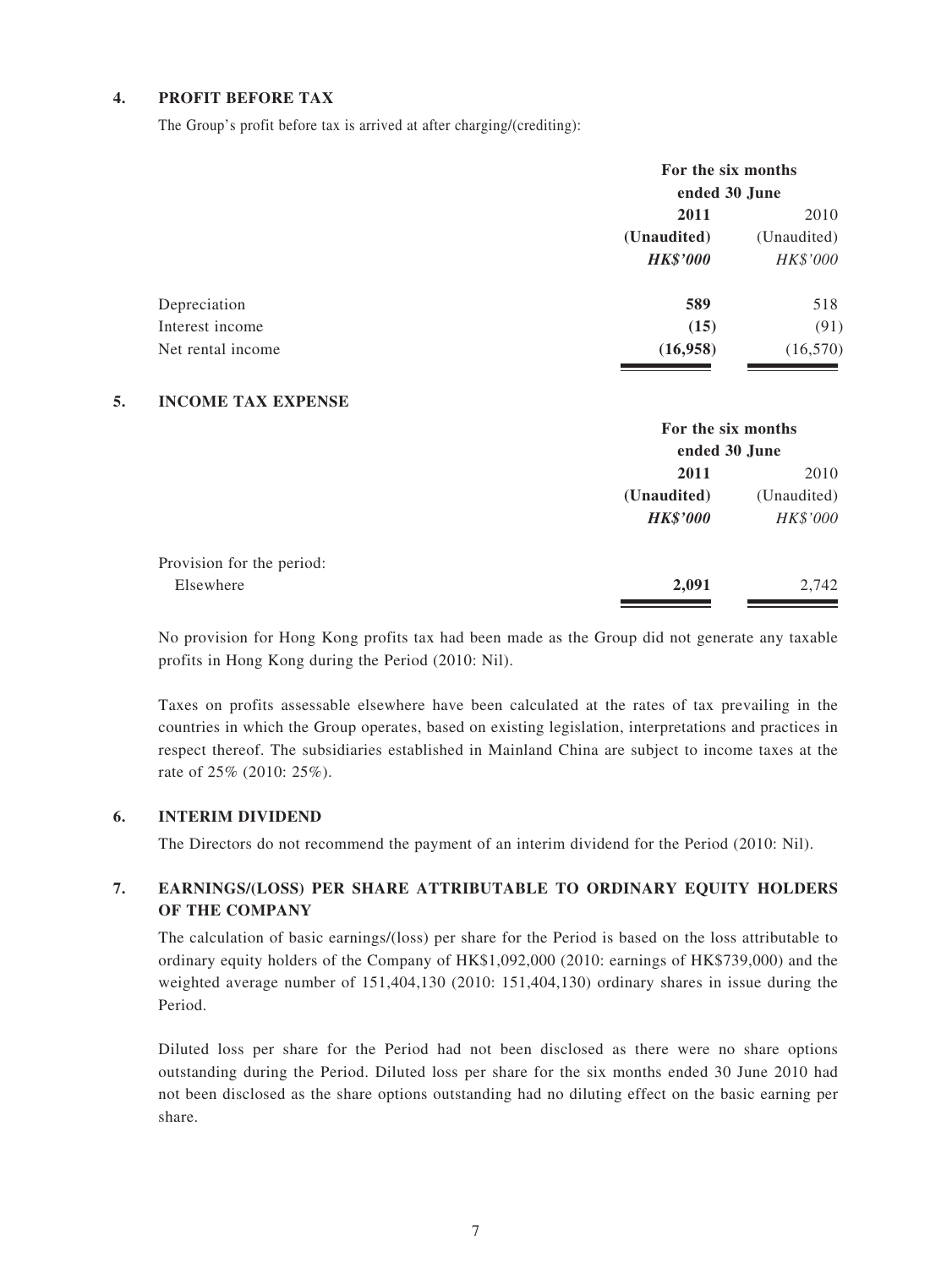## 4. PROFIT BEFORE TAX

The Group's profit before tax is arrived at after charging/(crediting):

| | For the six months ended 30 June | |
|---|---|---|
| | **2011** | 2010 |
| | **(Unaudited)** | (Unaudited) |
| | ***HK$'000*** | *HK$'000* |
| Depreciation | **589** | 518 |
| Interest income | **(15)** | (91) |
| Net rental income | **(16,958)** | (16,570) |

## 5. INCOME TAX EXPENSE

| | For the six months ended 30 June | |
|---|---|---|
| | **2011** | 2010 |
| | **(Unaudited)** | (Unaudited) |
| | ***HK$'000*** | *HK$'000* |
| Provision for the period: | | |
| Elsewhere | **2,091** | 2,742 |

No provision for Hong Kong profits tax had been made as the Group did not generate any taxable profits in Hong Kong during the Period (2010: Nil).

Taxes on profits assessable elsewhere have been calculated at the rates of tax prevailing in the countries in which the Group operates, based on existing legislation, interpretations and practices in respect thereof. The subsidiaries established in Mainland China are subject to income taxes at the rate of 25% (2010: 25%).

## 6. INTERIM DIVIDEND

The Directors do not recommend the payment of an interim dividend for the Period (2010: Nil).

## 7. EARNINGS/(LOSS) PER SHARE ATTRIBUTABLE TO ORDINARY EQUITY HOLDERS OF THE COMPANY

The calculation of basic earnings/(loss) per share for the Period is based on the loss attributable to ordinary equity holders of the Company of HK$1,092,000 (2010: earnings of HK$739,000) and the weighted average number of 151,404,130 (2010: 151,404,130) ordinary shares in issue during the Period.

Diluted loss per share for the Period had not been disclosed as there were no share options outstanding during the Period. Diluted loss per share for the six months ended 30 June 2010 had not been disclosed as the share options outstanding had no diluting effect on the basic earning per share.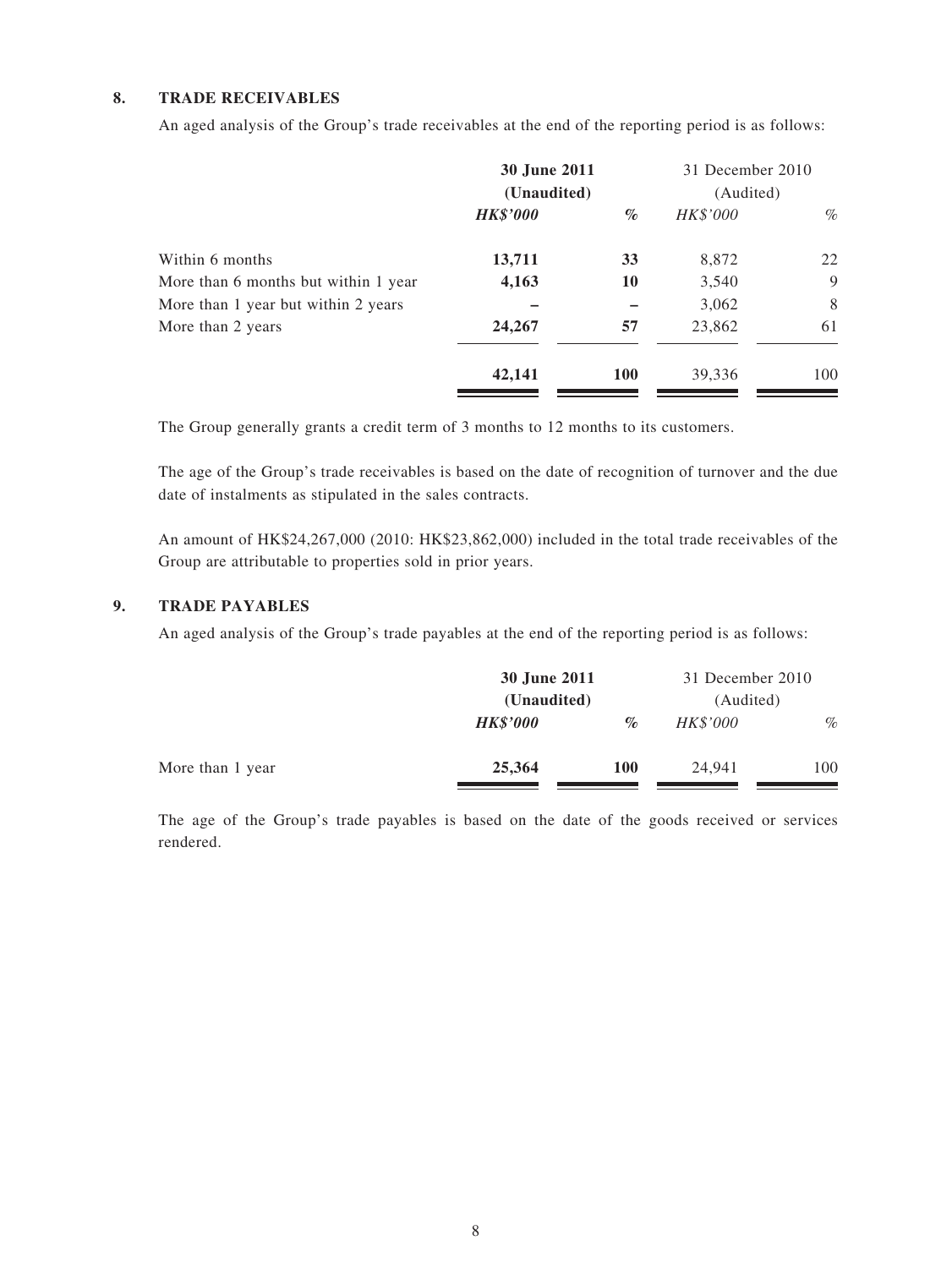## 8. TRADE RECEIVABLES

An aged analysis of the Group's trade receivables at the end of the reporting period is as follows:

| | **30 June 2011 (Unaudited)** | | 31 December 2010 (Audited) | |
|---|---|---|---|---|
| | ***HK$'000*** | ***%*** | *HK$'000* | *%* |
| Within 6 months | **13,711** | **33** | 8,872 | 22 |
| More than 6 months but within 1 year | **4,163** | **10** | 3,540 | 9 |
| More than 1 year but within 2 years | **–** | **–** | 3,062 | 8 |
| More than 2 years | **24,267** | **57** | 23,862 | 61 |
| | **42,141** | **100** | 39,336 | 100 |

The Group generally grants a credit term of 3 months to 12 months to its customers.

The age of the Group's trade receivables is based on the date of recognition of turnover and the due date of instalments as stipulated in the sales contracts.

An amount of HK$24,267,000 (2010: HK$23,862,000) included in the total trade receivables of the Group are attributable to properties sold in prior years.

## 9. TRADE PAYABLES

An aged analysis of the Group's trade payables at the end of the reporting period is as follows:

| | **30 June 2011 (Unaudited)** | | 31 December 2010 (Audited) | |
|---|---|---|---|---|
| | ***HK$'000*** | ***%*** | *HK$'000* | *%* |
| More than 1 year | **25,364** | **100** | 24,941 | 100 |

The age of the Group's trade payables is based on the date of the goods received or services rendered.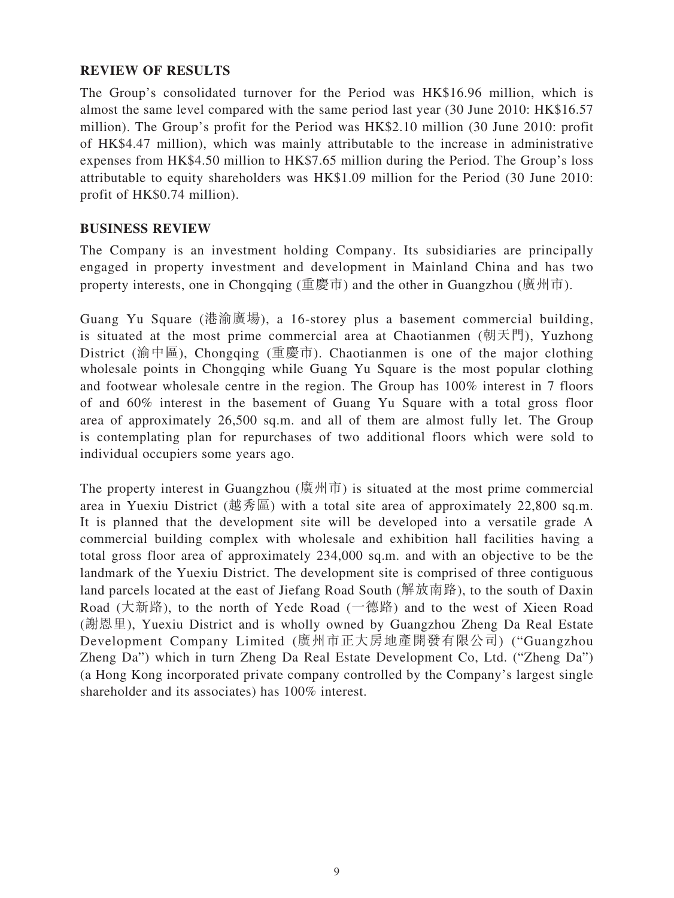## REVIEW OF RESULTS

The Group's consolidated turnover for the Period was HK$16.96 million, which is almost the same level compared with the same period last year (30 June 2010: HK$16.57 million). The Group's profit for the Period was HK$2.10 million (30 June 2010: profit of HK$4.47 million), which was mainly attributable to the increase in administrative expenses from HK$4.50 million to HK$7.65 million during the Period. The Group's loss attributable to equity shareholders was HK$1.09 million for the Period (30 June 2010: profit of HK$0.74 million).

## BUSINESS REVIEW

The Company is an investment holding Company. Its subsidiaries are principally engaged in property investment and development in Mainland China and has two property interests, one in Chongqing (重慶市) and the other in Guangzhou (廣州市).

Guang Yu Square (港渝廣場), a 16-storey plus a basement commercial building, is situated at the most prime commercial area at Chaotianmen (朝天門), Yuzhong District (渝中區), Chongqing (重慶市). Chaotianmen is one of the major clothing wholesale points in Chongqing while Guang Yu Square is the most popular clothing and footwear wholesale centre in the region. The Group has 100% interest in 7 floors of and 60% interest in the basement of Guang Yu Square with a total gross floor area of approximately 26,500 sq.m. and all of them are almost fully let. The Group is contemplating plan for repurchases of two additional floors which were sold to individual occupiers some years ago.

The property interest in Guangzhou (廣州市) is situated at the most prime commercial area in Yuexiu District (越秀區) with a total site area of approximately 22,800 sq.m. It is planned that the development site will be developed into a versatile grade A commercial building complex with wholesale and exhibition hall facilities having a total gross floor area of approximately 234,000 sq.m. and with an objective to be the landmark of the Yuexiu District. The development site is comprised of three contiguous land parcels located at the east of Jiefang Road South (解放南路), to the south of Daxin Road (大新路), to the north of Yede Road (一德路) and to the west of Xieen Road (謝恩里), Yuexiu District and is wholly owned by Guangzhou Zheng Da Real Estate Development Company Limited (廣州市正大房地產開發有限公司) ("Guangzhou Zheng Da") which in turn Zheng Da Real Estate Development Co, Ltd. ("Zheng Da") (a Hong Kong incorporated private company controlled by the Company's largest single shareholder and its associates) has 100% interest.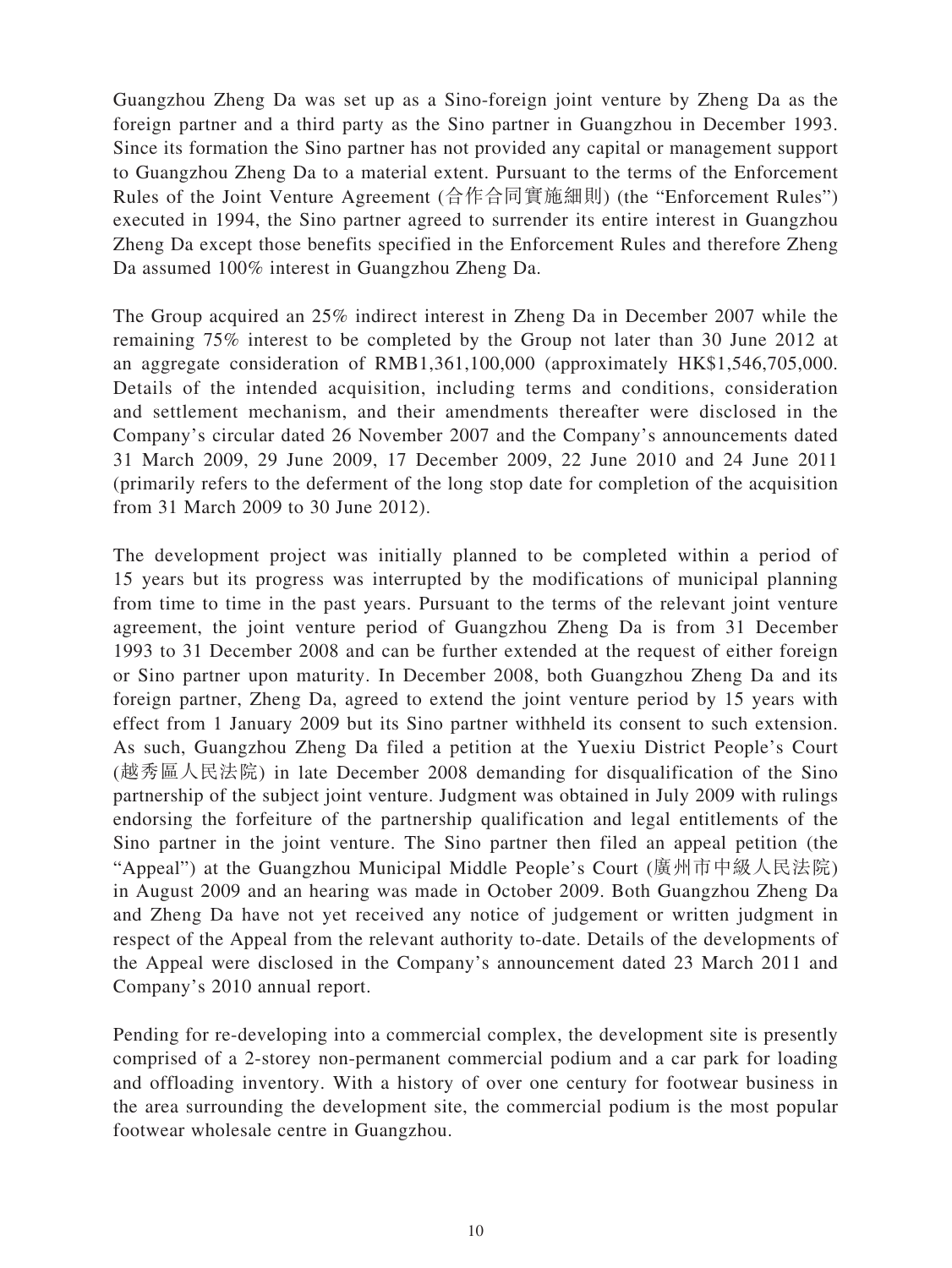Guangzhou Zheng Da was set up as a Sino-foreign joint venture by Zheng Da as the foreign partner and a third party as the Sino partner in Guangzhou in December 1993. Since its formation the Sino partner has not provided any capital or management support to Guangzhou Zheng Da to a material extent. Pursuant to the terms of the Enforcement Rules of the Joint Venture Agreement (合作合同實施細則) (the "Enforcement Rules") executed in 1994, the Sino partner agreed to surrender its entire interest in Guangzhou Zheng Da except those benefits specified in the Enforcement Rules and therefore Zheng Da assumed 100% interest in Guangzhou Zheng Da.

The Group acquired an 25% indirect interest in Zheng Da in December 2007 while the remaining 75% interest to be completed by the Group not later than 30 June 2012 at an aggregate consideration of RMB1,361,100,000 (approximately HK$1,546,705,000. Details of the intended acquisition, including terms and conditions, consideration and settlement mechanism, and their amendments thereafter were disclosed in the Company's circular dated 26 November 2007 and the Company's announcements dated 31 March 2009, 29 June 2009, 17 December 2009, 22 June 2010 and 24 June 2011 (primarily refers to the deferment of the long stop date for completion of the acquisition from 31 March 2009 to 30 June 2012).

The development project was initially planned to be completed within a period of 15 years but its progress was interrupted by the modifications of municipal planning from time to time in the past years. Pursuant to the terms of the relevant joint venture agreement, the joint venture period of Guangzhou Zheng Da is from 31 December 1993 to 31 December 2008 and can be further extended at the request of either foreign or Sino partner upon maturity. In December 2008, both Guangzhou Zheng Da and its foreign partner, Zheng Da, agreed to extend the joint venture period by 15 years with effect from 1 January 2009 but its Sino partner withheld its consent to such extension. As such, Guangzhou Zheng Da filed a petition at the Yuexiu District People's Court (越秀區人民法院) in late December 2008 demanding for disqualification of the Sino partnership of the subject joint venture. Judgment was obtained in July 2009 with rulings endorsing the forfeiture of the partnership qualification and legal entitlements of the Sino partner in the joint venture. The Sino partner then filed an appeal petition (the "Appeal") at the Guangzhou Municipal Middle People's Court (廣州市中級人民法院) in August 2009 and an hearing was made in October 2009. Both Guangzhou Zheng Da and Zheng Da have not yet received any notice of judgement or written judgment in respect of the Appeal from the relevant authority to-date. Details of the developments of the Appeal were disclosed in the Company's announcement dated 23 March 2011 and Company's 2010 annual report.

Pending for re-developing into a commercial complex, the development site is presently comprised of a 2-storey non-permanent commercial podium and a car park for loading and offloading inventory. With a history of over one century for footwear business in the area surrounding the development site, the commercial podium is the most popular footwear wholesale centre in Guangzhou.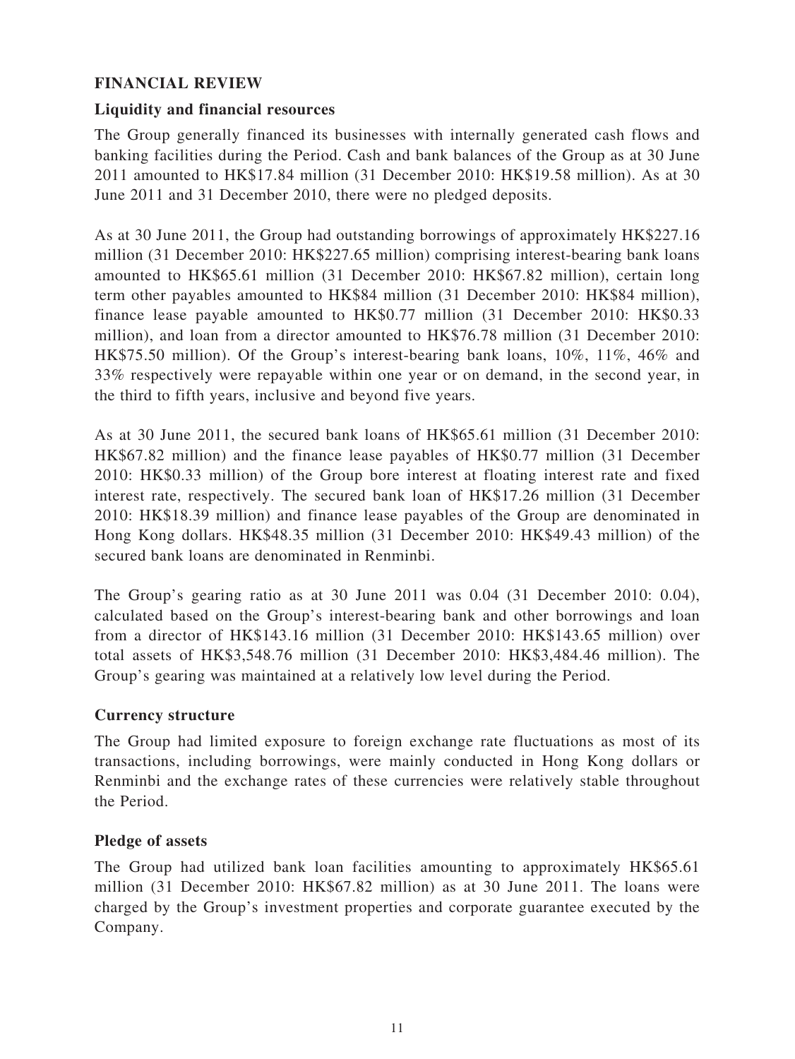## FINANCIAL REVIEW

### Liquidity and financial resources

The Group generally financed its businesses with internally generated cash flows and banking facilities during the Period. Cash and bank balances of the Group as at 30 June 2011 amounted to HK$17.84 million (31 December 2010: HK$19.58 million). As at 30 June 2011 and 31 December 2010, there were no pledged deposits.

As at 30 June 2011, the Group had outstanding borrowings of approximately HK$227.16 million (31 December 2010: HK$227.65 million) comprising interest-bearing bank loans amounted to HK$65.61 million (31 December 2010: HK$67.82 million), certain long term other payables amounted to HK$84 million (31 December 2010: HK$84 million), finance lease payable amounted to HK$0.77 million (31 December 2010: HK$0.33 million), and loan from a director amounted to HK$76.78 million (31 December 2010: HK$75.50 million). Of the Group's interest-bearing bank loans, 10%, 11%, 46% and 33% respectively were repayable within one year or on demand, in the second year, in the third to fifth years, inclusive and beyond five years.

As at 30 June 2011, the secured bank loans of HK$65.61 million (31 December 2010: HK$67.82 million) and the finance lease payables of HK$0.77 million (31 December 2010: HK$0.33 million) of the Group bore interest at floating interest rate and fixed interest rate, respectively. The secured bank loan of HK$17.26 million (31 December 2010: HK$18.39 million) and finance lease payables of the Group are denominated in Hong Kong dollars. HK$48.35 million (31 December 2010: HK$49.43 million) of the secured bank loans are denominated in Renminbi.

The Group's gearing ratio as at 30 June 2011 was 0.04 (31 December 2010: 0.04), calculated based on the Group's interest-bearing bank and other borrowings and loan from a director of HK$143.16 million (31 December 2010: HK$143.65 million) over total assets of HK$3,548.76 million (31 December 2010: HK$3,484.46 million). The Group's gearing was maintained at a relatively low level during the Period.

### Currency structure

The Group had limited exposure to foreign exchange rate fluctuations as most of its transactions, including borrowings, were mainly conducted in Hong Kong dollars or Renminbi and the exchange rates of these currencies were relatively stable throughout the Period.

### Pledge of assets

The Group had utilized bank loan facilities amounting to approximately HK$65.61 million (31 December 2010: HK$67.82 million) as at 30 June 2011. The loans were charged by the Group's investment properties and corporate guarantee executed by the Company.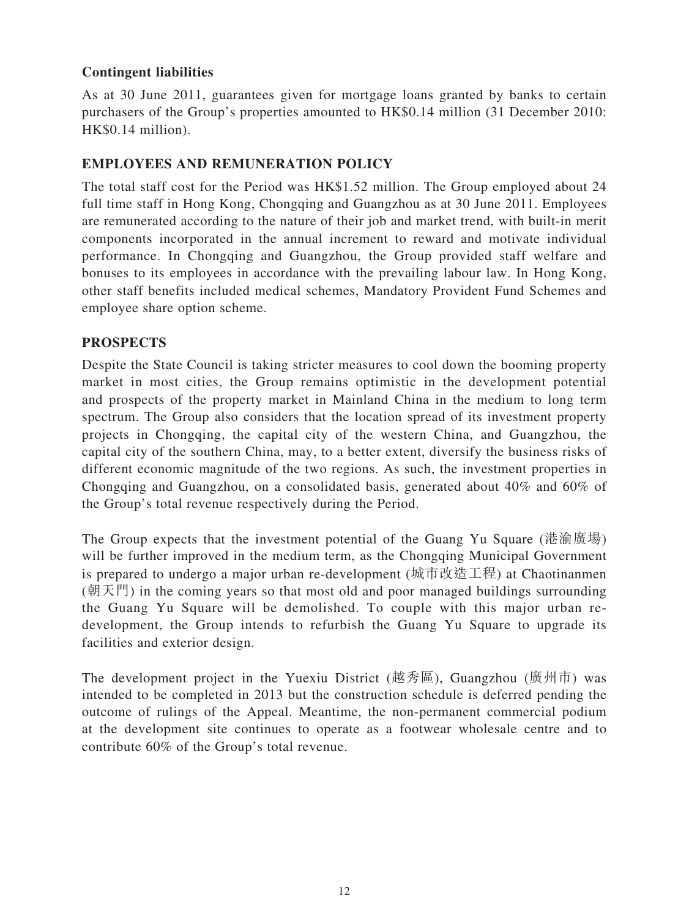### Contingent liabilities

As at 30 June 2011, guarantees given for mortgage loans granted by banks to certain purchasers of the Group's properties amounted to HK$0.14 million (31 December 2010: HK$0.14 million).

## EMPLOYEES AND REMUNERATION POLICY

The total staff cost for the Period was HK$1.52 million. The Group employed about 24 full time staff in Hong Kong, Chongqing and Guangzhou as at 30 June 2011. Employees are remunerated according to the nature of their job and market trend, with built-in merit components incorporated in the annual increment to reward and motivate individual performance. In Chongqing and Guangzhou, the Group provided staff welfare and bonuses to its employees in accordance with the prevailing labour law. In Hong Kong, other staff benefits included medical schemes, Mandatory Provident Fund Schemes and employee share option scheme.

## PROSPECTS

Despite the State Council is taking stricter measures to cool down the booming property market in most cities, the Group remains optimistic in the development potential and prospects of the property market in Mainland China in the medium to long term spectrum. The Group also considers that the location spread of its investment property projects in Chongqing, the capital city of the western China, and Guangzhou, the capital city of the southern China, may, to a better extent, diversify the business risks of different economic magnitude of the two regions. As such, the investment properties in Chongqing and Guangzhou, on a consolidated basis, generated about 40% and 60% of the Group's total revenue respectively during the Period.

The Group expects that the investment potential of the Guang Yu Square (港渝廣場) will be further improved in the medium term, as the Chongqing Municipal Government is prepared to undergo a major urban re-development (城市改造工程) at Chaotinanmen (朝天門) in the coming years so that most old and poor managed buildings surrounding the Guang Yu Square will be demolished. To couple with this major urban re-development, the Group intends to refurbish the Guang Yu Square to upgrade its facilities and exterior design.

The development project in the Yuexiu District (越秀區), Guangzhou (廣州市) was intended to be completed in 2013 but the construction schedule is deferred pending the outcome of rulings of the Appeal. Meantime, the non-permanent commercial podium at the development site continues to operate as a footwear wholesale centre and to contribute 60% of the Group's total revenue.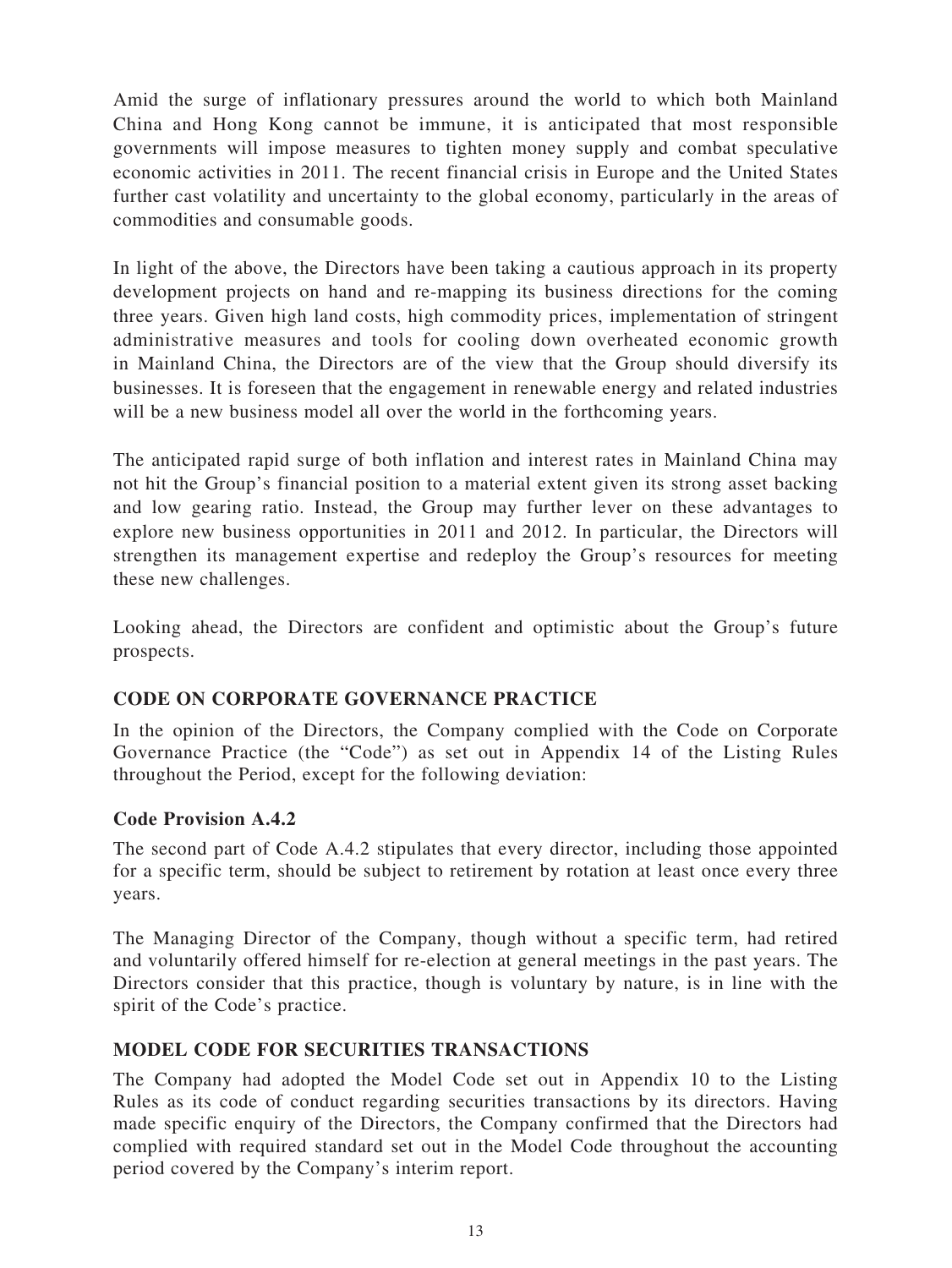Amid the surge of inflationary pressures around the world to which both Mainland China and Hong Kong cannot be immune, it is anticipated that most responsible governments will impose measures to tighten money supply and combat speculative economic activities in 2011. The recent financial crisis in Europe and the United States further cast volatility and uncertainty to the global economy, particularly in the areas of commodities and consumable goods.

In light of the above, the Directors have been taking a cautious approach in its property development projects on hand and re-mapping its business directions for the coming three years. Given high land costs, high commodity prices, implementation of stringent administrative measures and tools for cooling down overheated economic growth in Mainland China, the Directors are of the view that the Group should diversify its businesses. It is foreseen that the engagement in renewable energy and related industries will be a new business model all over the world in the forthcoming years.

The anticipated rapid surge of both inflation and interest rates in Mainland China may not hit the Group's financial position to a material extent given its strong asset backing and low gearing ratio. Instead, the Group may further lever on these advantages to explore new business opportunities in 2011 and 2012. In particular, the Directors will strengthen its management expertise and redeploy the Group's resources for meeting these new challenges.

Looking ahead, the Directors are confident and optimistic about the Group's future prospects.

## CODE ON CORPORATE GOVERNANCE PRACTICE

In the opinion of the Directors, the Company complied with the Code on Corporate Governance Practice (the "Code") as set out in Appendix 14 of the Listing Rules throughout the Period, except for the following deviation:

### Code Provision A.4.2

The second part of Code A.4.2 stipulates that every director, including those appointed for a specific term, should be subject to retirement by rotation at least once every three years.

The Managing Director of the Company, though without a specific term, had retired and voluntarily offered himself for re-election at general meetings in the past years. The Directors consider that this practice, though is voluntary by nature, is in line with the spirit of the Code's practice.

## MODEL CODE FOR SECURITIES TRANSACTIONS

The Company had adopted the Model Code set out in Appendix 10 to the Listing Rules as its code of conduct regarding securities transactions by its directors. Having made specific enquiry of the Directors, the Company confirmed that the Directors had complied with required standard set out in the Model Code throughout the accounting period covered by the Company's interim report.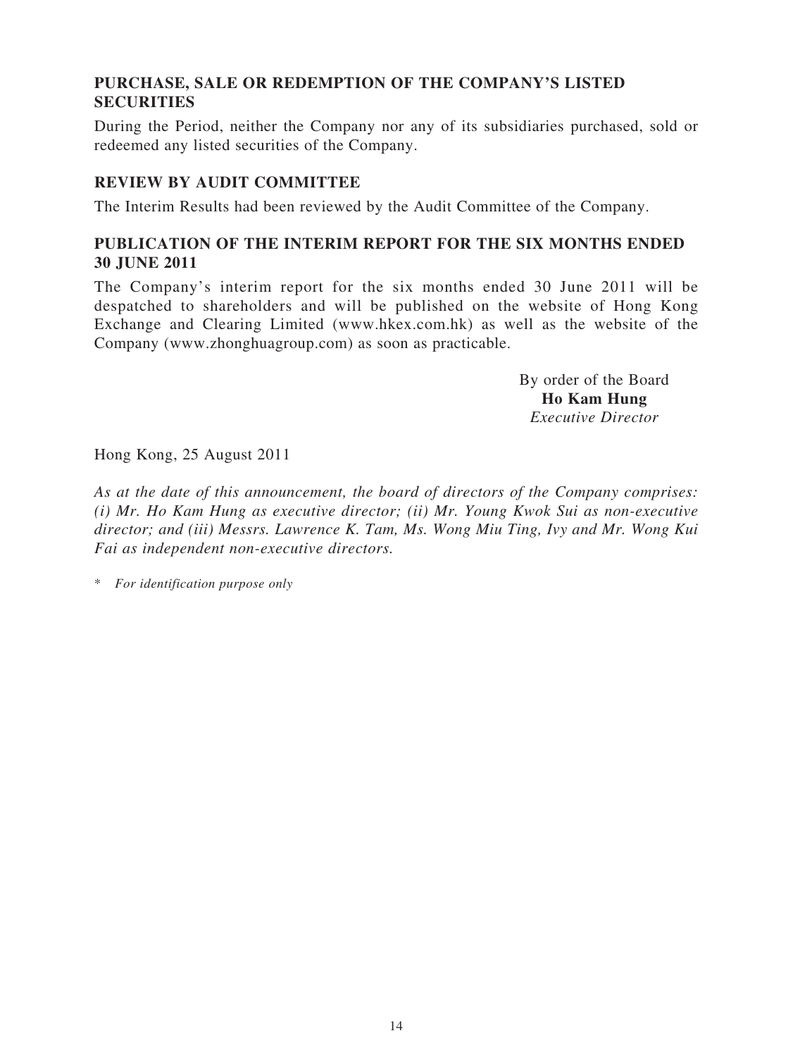## PURCHASE, SALE OR REDEMPTION OF THE COMPANY'S LISTED SECURITIES

During the Period, neither the Company nor any of its subsidiaries purchased, sold or redeemed any listed securities of the Company.

## REVIEW BY AUDIT COMMITTEE

The Interim Results had been reviewed by the Audit Committee of the Company.

## PUBLICATION OF THE INTERIM REPORT FOR THE SIX MONTHS ENDED 30 JUNE 2011

The Company's interim report for the six months ended 30 June 2011 will be despatched to shareholders and will be published on the website of Hong Kong Exchange and Clearing Limited (www.hkex.com.hk) as well as the website of the Company (www.zhonghuagroup.com) as soon as practicable.

By order of the Board
**Ho Kam Hung**
*Executive Director*

Hong Kong, 25 August 2011

*As at the date of this announcement, the board of directors of the Company comprises: (i) Mr. Ho Kam Hung as executive director; (ii) Mr. Young Kwok Sui as non-executive director; and (iii) Messrs. Lawrence K. Tam, Ms. Wong Miu Ting, Ivy and Mr. Wong Kui Fai as independent non-executive directors.*

\* *For identification purpose only*